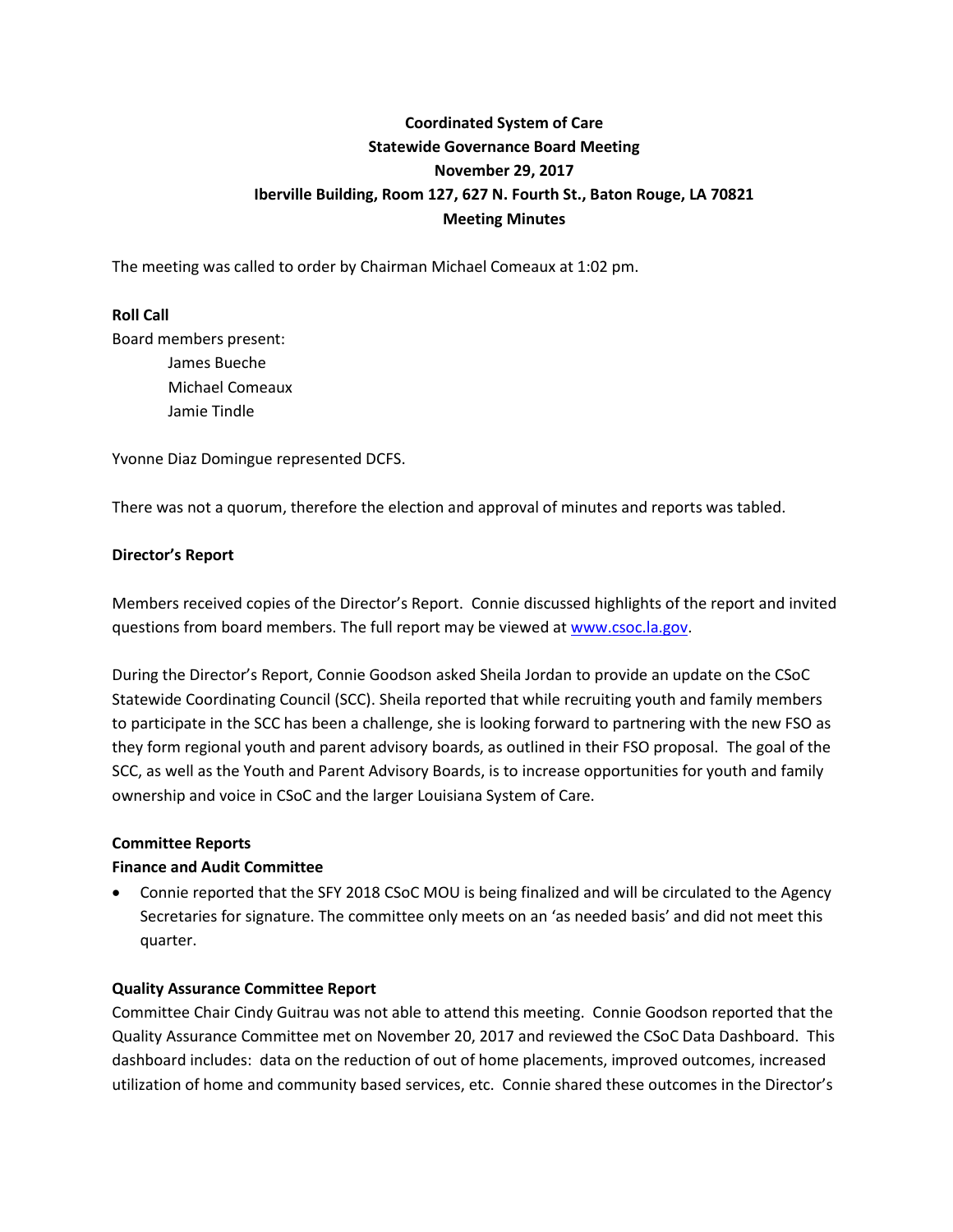# Coordinated System of Care
## Statewide Governance Board Meeting
## November 29, 2017
## Iberville Building, Room 127, 627 N. Fourth St., Baton Rouge, LA 70821
## Meeting Minutes

The meeting was called to order by Chairman Michael Comeaux at 1:02 pm.

**Roll Call**

Board members present:

- James Bueche
- Michael Comeaux
- Jamie Tindle

Yvonne Diaz Domingue represented DCFS.

There was not a quorum, therefore the election and approval of minutes and reports was tabled.

**Director's Report**

Members received copies of the Director's Report. Connie discussed highlights of the report and invited questions from board members. The full report may be viewed at www.csoc.la.gov.

During the Director's Report, Connie Goodson asked Sheila Jordan to provide an update on the CSoC Statewide Coordinating Council (SCC). Sheila reported that while recruiting youth and family members to participate in the SCC has been a challenge, she is looking forward to partnering with the new FSO as they form regional youth and parent advisory boards, as outlined in their FSO proposal. The goal of the SCC, as well as the Youth and Parent Advisory Boards, is to increase opportunities for youth and family ownership and voice in CSoC and the larger Louisiana System of Care.

**Committee Reports**

**Finance and Audit Committee**

- Connie reported that the SFY 2018 CSoC MOU is being finalized and will be circulated to the Agency Secretaries for signature. The committee only meets on an 'as needed basis' and did not meet this quarter.

**Quality Assurance Committee Report**

Committee Chair Cindy Guitrau was not able to attend this meeting. Connie Goodson reported that the Quality Assurance Committee met on November 20, 2017 and reviewed the CSoC Data Dashboard. This dashboard includes: data on the reduction of out of home placements, improved outcomes, increased utilization of home and community based services, etc. Connie shared these outcomes in the Director's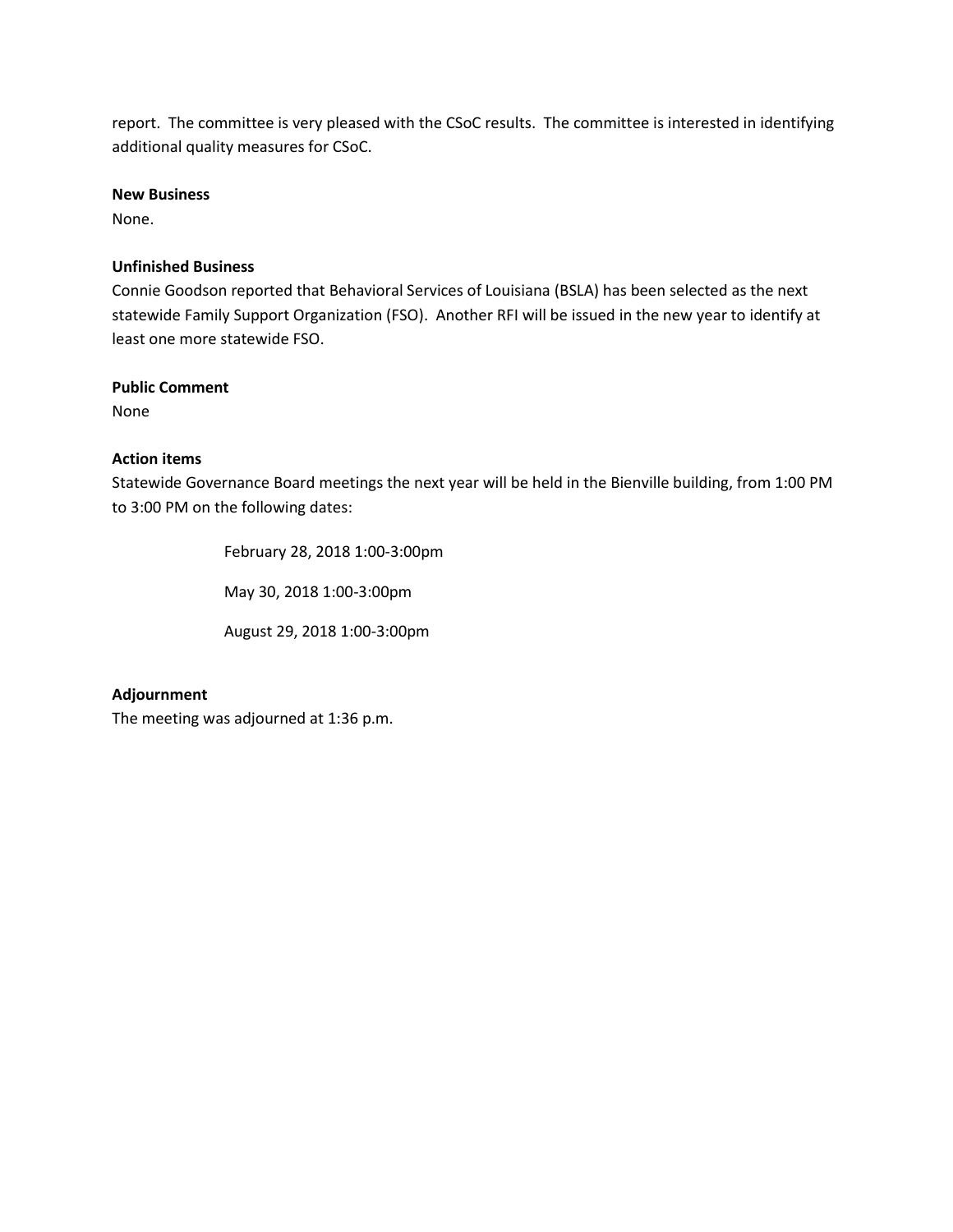report. The committee is very pleased with the CSoC results. The committee is interested in identifying additional quality measures for CSoC.

**New Business**

None.

**Unfinished Business**

Connie Goodson reported that Behavioral Services of Louisiana (BSLA) has been selected as the next statewide Family Support Organization (FSO). Another RFI will be issued in the new year to identify at least one more statewide FSO.

**Public Comment**

None

**Action items**

Statewide Governance Board meetings the next year will be held in the Bienville building, from 1:00 PM to 3:00 PM on the following dates:

February 28, 2018 1:00-3:00pm

May 30, 2018 1:00-3:00pm

August 29, 2018 1:00-3:00pm

**Adjournment**

The meeting was adjourned at 1:36 p.m.